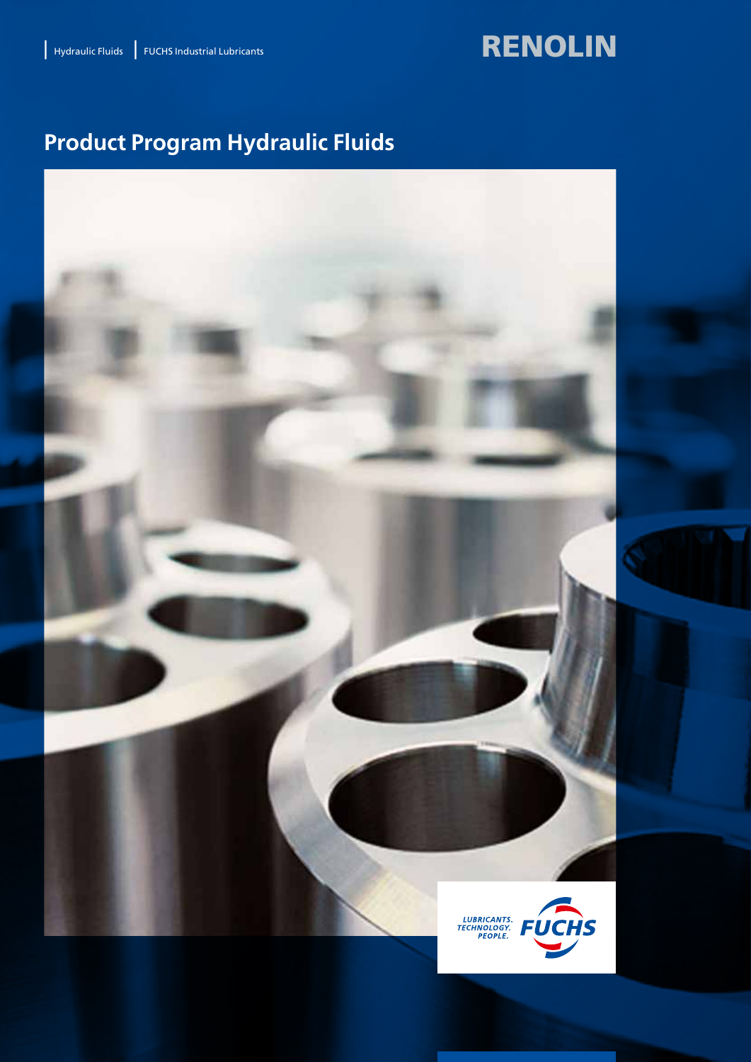Hydraulic Fluids | FUCHS Industrial Lubricants

RENOLIN

# Product Program Hydraulic Fluids

LUBRICANTS. TECHNOLOGY. PEOPLE. FUCHS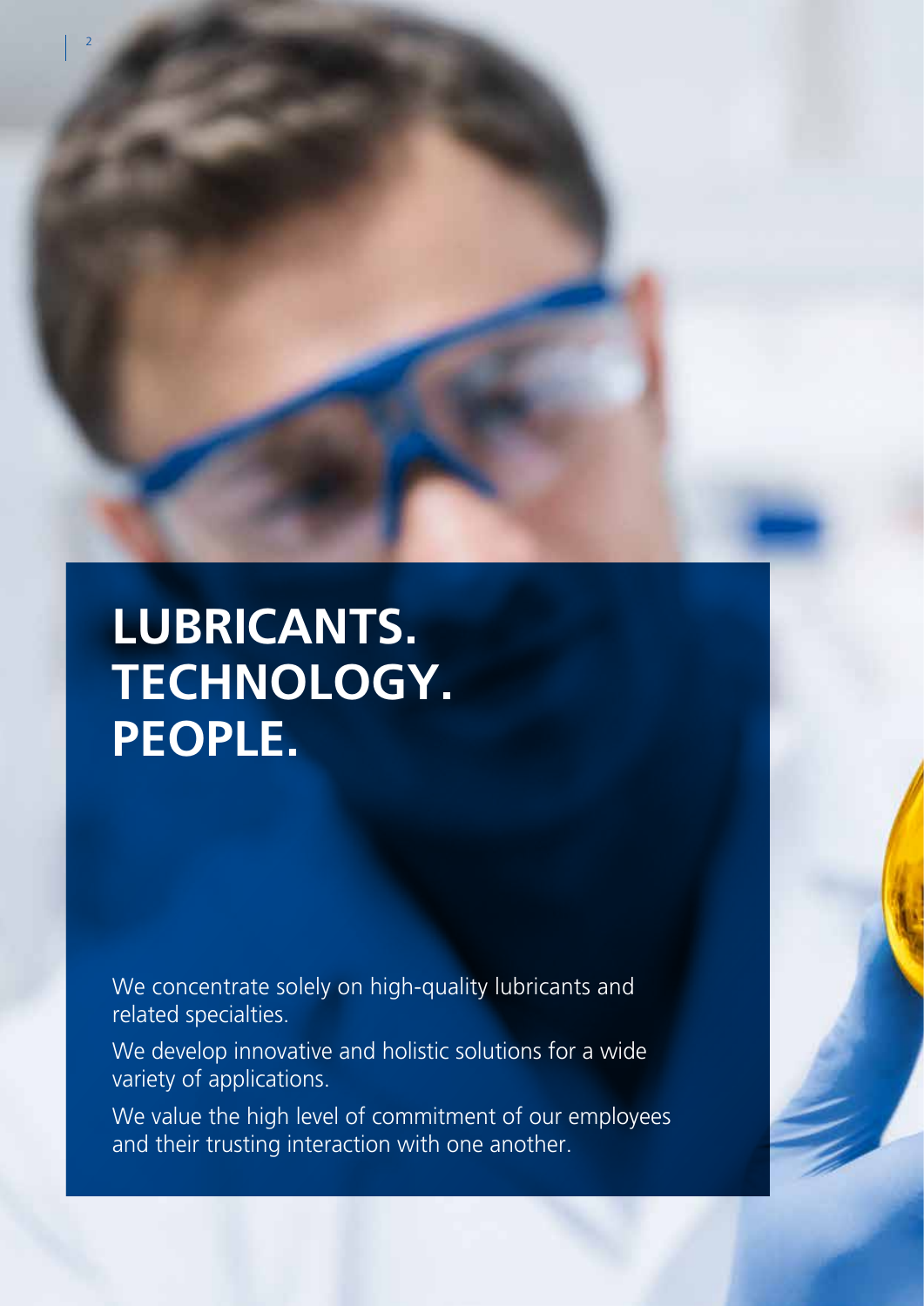# LUBRICANTS. TECHNOLOGY. PEOPLE.

We concentrate solely on high-quality lubricants and related specialties.

We develop innovative and holistic solutions for a wide variety of applications.

We value the high level of commitment of our employees and their trusting interaction with one another.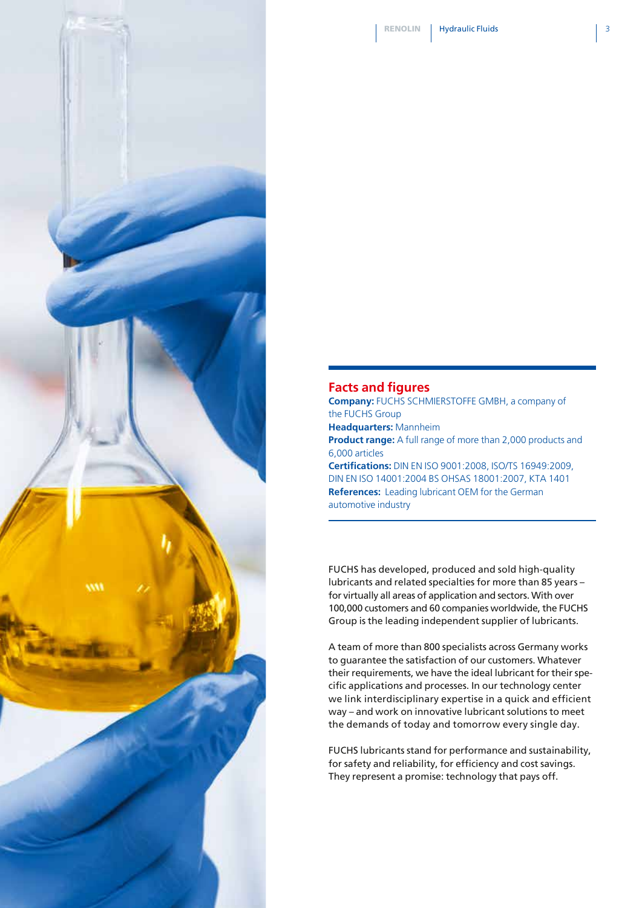## Facts and figures

**Company:** FUCHS SCHMIERSTOFFE GMBH, a company of the FUCHS Group
**Headquarters:** Mannheim
**Product range:** A full range of more than 2,000 products and 6,000 articles
**Certifications:** DIN EN ISO 9001:2008, ISO/TS 16949:2009, DIN EN ISO 14001:2004 BS OHSAS 18001:2007, KTA 1401
**References:** Leading lubricant OEM for the German automotive industry

FUCHS has developed, produced and sold high-quality lubricants and related specialties for more than 85 years – for virtually all areas of application and sectors. With over 100,000 customers and 60 companies worldwide, the FUCHS Group is the leading independent supplier of lubricants.

A team of more than 800 specialists across Germany works to guarantee the satisfaction of our customers. Whatever their requirements, we have the ideal lubricant for their specific applications and processes. In our technology center we link interdisciplinary expertise in a quick and efficient way – and work on innovative lubricant solutions to meet the demands of today and tomorrow every single day.

FUCHS lubricants stand for performance and sustainability, for safety and reliability, for efficiency and cost savings. They represent a promise: technology that pays off.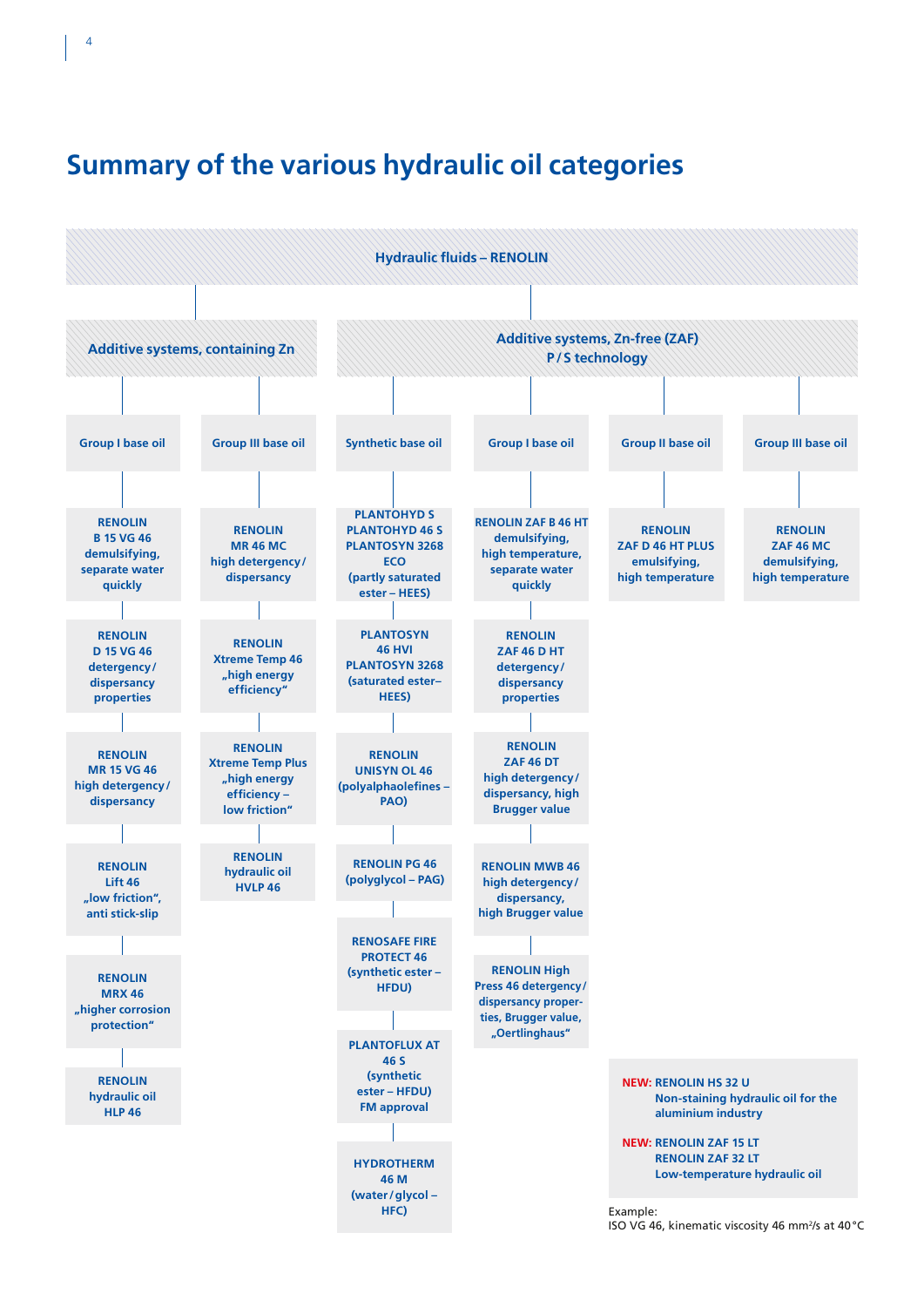# Summary of the various hydraulic oil categories

**Hydraulic fluids – RENOLIN**

## Additive systems, containing Zn

**Group I base oil**

- RENOLIN B 15 VG 46 demulsifying, separate water quickly
- RENOLIN D 15 VG 46 detergency/dispersancy properties
- RENOLIN MR 15 VG 46 high detergency/dispersancy
- RENOLIN Lift 46 „low friction“, anti stick-slip
- RENOLIN MRX 46 „higher corrosion protection“
- RENOLIN hydraulic oil HLP 46

**Group III base oil**

- RENOLIN MR 46 MC high detergency/dispersancy
- RENOLIN Xtreme Temp 46 „high energy efficiency“
- RENOLIN Xtreme Temp Plus „high energy efficiency – low friction“
- RENOLIN hydraulic oil HVLP 46

## Additive systems, Zn-free (ZAF) P/S technology

**Synthetic base oil**

- PLANTOHYD S, PLANTOHYD 46 S, PLANTOSYN 3268 ECO (partly saturated ester – HEES)
- PLANTOSYN 46 HVI, PLANTOSYN 3268 (saturated ester–HEES)
- RENOLIN UNISYN OL 46 (polyalphaolefines – PAO)
- RENOLIN PG 46 (polyglycol – PAG)
- RENOSAFE FIRE PROTECT 46 (synthetic ester – HFDU)
- PLANTOFLUX AT 46 S (synthetic ester – HFDU) FM approval
- HYDROTHERM 46 M (water/glycol – HFC)

**Group I base oil**

- RENOLIN ZAF B 46 HT demulsifying, high temperature, separate water quickly
- RENOLIN ZAF 46 D HT detergency/dispersancy properties
- RENOLIN ZAF 46 DT high detergency/dispersancy, high Brugger value
- RENOLIN MWB 46 high detergency/dispersancy, high Brugger value
- RENOLIN High Press 46 detergency/dispersancy properties, Brugger value, „Oertlinghaus“

**Group II base oil**

- RENOLIN ZAF D 46 HT PLUS emulsifying, high temperature

**Group III base oil**

- RENOLIN ZAF 46 MC demulsifying, high temperature

---

**NEW:** RENOLIN HS 32 U
Non-staining hydraulic oil for the aluminium industry

**NEW:** RENOLIN ZAF 15 LT
RENOLIN ZAF 32 LT
Low-temperature hydraulic oil

Example:
ISO VG 46, kinematic viscosity 46 $mm^2/s$ at 40 °C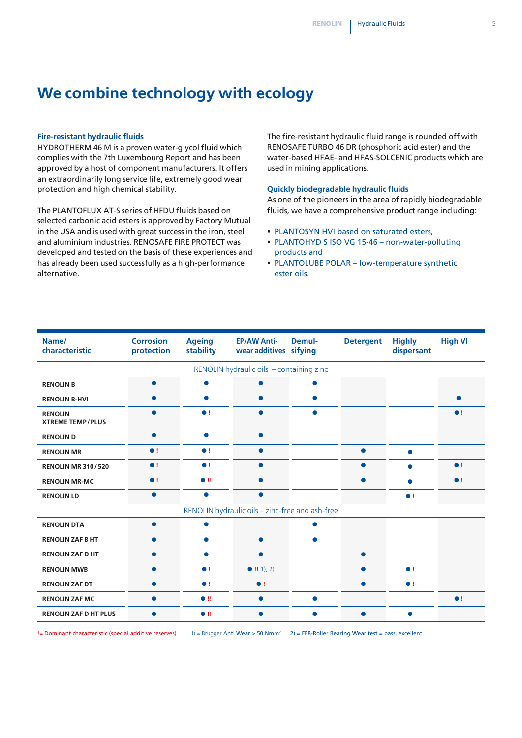# We combine technology with ecology

**Fire-resistant hydraulic fluids**

HYDROTHERM 46 M is a proven water-glycol fluid which complies with the 7th Luxembourg Report and has been approved by a host of component manufacturers. It offers an extraordinarily long service life, extremely good wear protection and high chemical stability.

The PLANTOFLUX AT-S series of HFDU fluids based on selected carbonic acid esters is approved by Factory Mutual in the USA and is used with great success in the iron, steel and aluminium industries. RENOSAFE FIRE PROTECT was developed and tested on the basis of these experiences and has already been used successfully as a high-performance alternative.

The fire-resistant hydraulic fluid range is rounded off with RENOSAFE TURBO 46 DR (phosphoric acid ester) and the water-based HFAE- and HFAS-SOLCENIC products which are used in mining applications.

**Quickly biodegradable hydraulic fluids**

As one of the pioneers in the area of rapidly biodegradable fluids, we have a comprehensive product range including:

- PLANTOSYN HVI based on saturated esters,
- PLANTOHYD S ISO VG 15-46 – non-water-polluting products and
- PLANTOLUBE POLAR – low-temperature synthetic ester oils.

| Name/ characteristic | Corrosion protection | Ageing stability | EP/AW Anti-wear additives | Demul-sifying | Detergent | Highly dispersant | High VI |
|---|---|---|---|---|---|---|---|
| **RENOLIN hydraulic oils – containing zinc** | | | | | | | |
| **RENOLIN B** | ● | ● | ● | ● | | | |
| **RENOLIN B-HVI** | ● | ● | ● | ● | | | ● |
| **RENOLIN XTREME TEMP / PLUS** | ● | ● ! | ● | ● | | | ● ! |
| **RENOLIN D** | ● | ● | ● | | | | |
| **RENOLIN MR** | ● ! | ● ! | ● | | ● | ● | |
| **RENOLIN MR 310 / 520** | ● ! | ● ! | ● | | ● | ● | ● ! |
| **RENOLIN MR-MC** | ● ! | ● !! | ● | | ● | ● | ● ! |
| **RENOLIN LD** | ● | ● | ● | | | ● ! | |
| **RENOLIN hydraulic oils – zinc-free and ash-free** | | | | | | | |
| **RENOLIN DTA** | ● | ● | | ● | | | |
| **RENOLIN ZAF B HT** | ● | ● | ● | ● | | | |
| **RENOLIN ZAF D HT** | ● | ● | ● | | ● | | |
| **RENOLIN MWB** | ● | ● ! | ● !! 1), 2) | | ● | ● ! | |
| **RENOLIN ZAF DT** | ● | ● ! | ● ! | | ● | ● ! | |
| **RENOLIN ZAF MC** | ● | ● !! | ● | ● | | | ● ! |
| **RENOLIN ZAF D HT PLUS** | ● | ● !! | ● | ● | ● | ● | |

!= Dominant characteristic (special additive reserves) 1) = Brugger Anti Wear > 50 Nmm² 2) = FE8-Roller Bearing Wear test = pass, excellent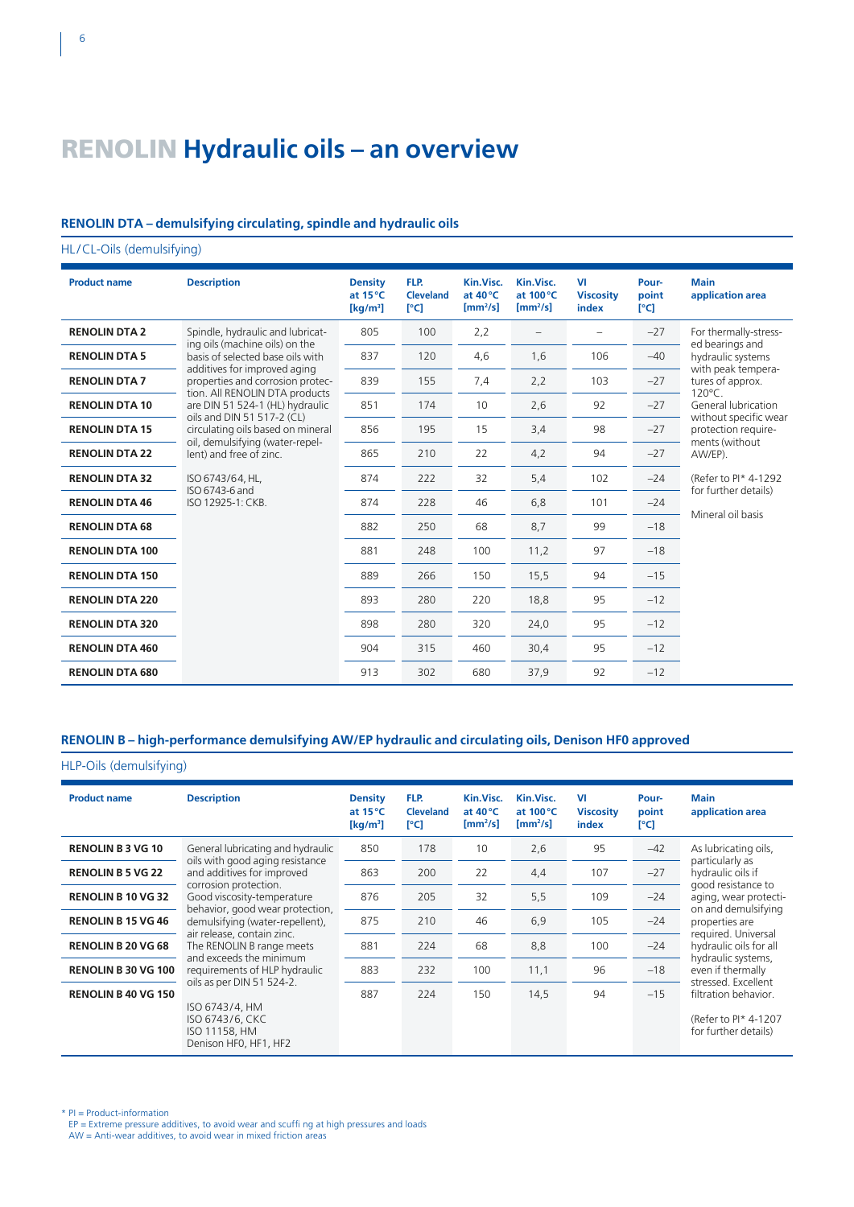# RENOLIN Hydraulic oils – an overview

## RENOLIN DTA – demulsifying circulating, spindle and hydraulic oils

HL/CL-Oils (demulsifying)

| Product name | Description | Density at 15 °C [kg/m³] | FLP. Cleveland [°C] | Kin.Visc. at 40 °C [mm²/s] | Kin.Visc. at 100 °C [mm²/s] | VI Viscosity index | Pour-point [°C] | Main application area |
|---|---|---|---|---|---|---|---|---|
| RENOLIN DTA 2 | Spindle, hydraulic and lubricating oils (machine oils) on the basis of selected base oils with additives for improved aging properties and corrosion protection. All RENOLIN DTA products are DIN 51 524-1 (HL) hydraulic oils and DIN 51 517-2 (CL) circulating oils based on mineral oil, demulsifying (water-repellent) and free of zinc. ISO 6743/64, HL, ISO 6743-6 and ISO 12925-1: CKB. | 805 | 100 | 2,2 | – | – | –27 | For thermally-stressed bearings and hydraulic systems with peak temperatures of approx. 120°C. General lubrication without specific wear protection requirements (without AW/EP). (Refer to PI* 4-1292 for further details) Mineral oil basis |
| RENOLIN DTA 5 | | 837 | 120 | 4,6 | 1,6 | 106 | –40 | |
| RENOLIN DTA 7 | | 839 | 155 | 7,4 | 2,2 | 103 | –27 | |
| RENOLIN DTA 10 | | 851 | 174 | 10 | 2,6 | 92 | –27 | |
| RENOLIN DTA 15 | | 856 | 195 | 15 | 3,4 | 98 | –27 | |
| RENOLIN DTA 22 | | 865 | 210 | 22 | 4,2 | 94 | –27 | |
| RENOLIN DTA 32 | | 874 | 222 | 32 | 5,4 | 102 | –24 | |
| RENOLIN DTA 46 | | 874 | 228 | 46 | 6,8 | 101 | –24 | |
| RENOLIN DTA 68 | | 882 | 250 | 68 | 8,7 | 99 | –18 | |
| RENOLIN DTA 100 | | 881 | 248 | 100 | 11,2 | 97 | –18 | |
| RENOLIN DTA 150 | | 889 | 266 | 150 | 15,5 | 94 | –15 | |
| RENOLIN DTA 220 | | 893 | 280 | 220 | 18,8 | 95 | –12 | |
| RENOLIN DTA 320 | | 898 | 280 | 320 | 24,0 | 95 | –12 | |
| RENOLIN DTA 460 | | 904 | 315 | 460 | 30,4 | 95 | –12 | |
| RENOLIN DTA 680 | | 913 | 302 | 680 | 37,9 | 92 | –12 | |

## RENOLIN B – high-performance demulsifying AW/EP hydraulic and circulating oils, Denison HF0 approved

HLP-Oils (demulsifying)

| Product name | Description | Density at 15 °C [kg/m³] | FLP. Cleveland [°C] | Kin.Visc. at 40 °C [mm²/s] | Kin.Visc. at 100 °C [mm²/s] | VI Viscosity index | Pour-point [°C] | Main application area |
|---|---|---|---|---|---|---|---|---|
| RENOLIN B 3 VG 10 | General lubricating and hydraulic oils with good aging resistance and additives for improved corrosion protection. Good viscosity-temperature behavior, good wear protection, demulsifying (water-repellent), air release, contain zinc. The RENOLIN B range meets and exceeds the minimum requirements of HLP hydraulic oils as per DIN 51 524-2. ISO 6743/4, HM ISO 6743/6, CKC ISO 11158, HM Denison HF0, HF1, HF2 | 850 | 178 | 10 | 2,6 | 95 | –42 | As lubricating oils, particularly as hydraulic oils if good resistance to aging, wear protection and demulsifying properties are required. Universal hydraulic oils for all hydraulic systems, even if thermally stressed. Excellent filtration behavior. (Refer to PI* 4-1207 for further details) |
| RENOLIN B 5 VG 22 | | 863 | 200 | 22 | 4,4 | 107 | –27 | |
| RENOLIN B 10 VG 32 | | 876 | 205 | 32 | 5,5 | 109 | –24 | |
| RENOLIN B 15 VG 46 | | 875 | 210 | 46 | 6,9 | 105 | –24 | |
| RENOLIN B 20 VG 68 | | 881 | 224 | 68 | 8,8 | 100 | –24 | |
| RENOLIN B 30 VG 100 | | 883 | 232 | 100 | 11,1 | 96 | –18 | |
| RENOLIN B 40 VG 150 | | 887 | 224 | 150 | 14,5 | 94 | –15 | |

\* PI = Product-information
EP = Extreme pressure additives, to avoid wear and scuffi ng at high pressures and loads
AW = Anti-wear additives, to avoid wear in mixed friction areas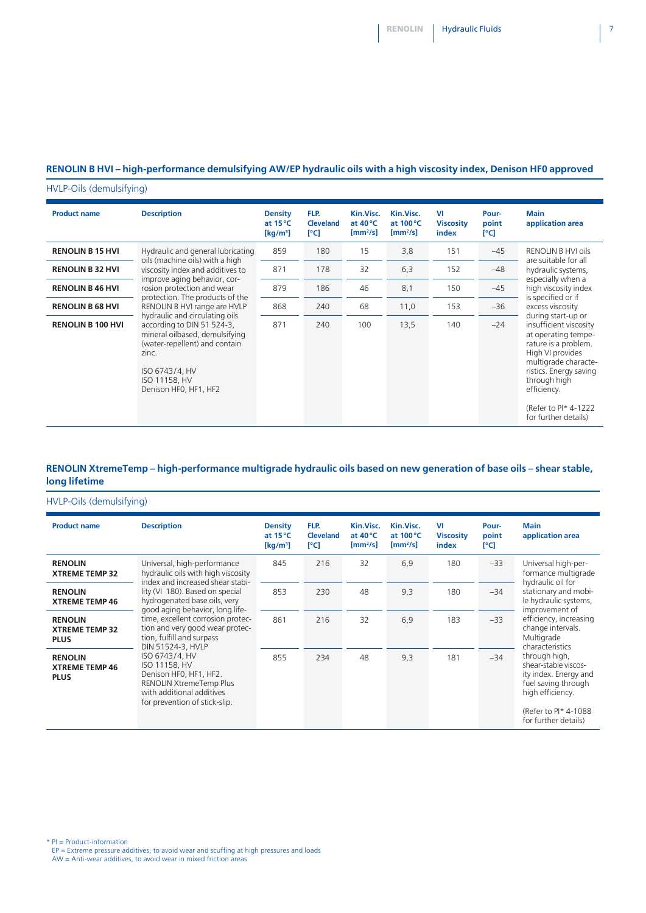## RENOLIN B HVI – high-performance demulsifying AW/EP hydraulic oils with a high viscosity index, Denison HF0 approved

HVLP-Oils (demulsifying)

| Product name | Description | Density at 15 °C [kg/m³] | FLP. Cleveland [°C] | Kin.Visc. at 40 °C [mm²/s] | Kin.Visc. at 100 °C [mm²/s] | VI Viscosity index | Pour-point [°C] | Main application area |
|---|---|---|---|---|---|---|---|---|
| **RENOLIN B 15 HVI** | Hydraulic and general lubricating oils (machine oils) with a high viscosity index and additives to improve aging behavior, corrosion protection and wear protection. The products of the RENOLIN B HVI range are HVLP hydraulic and circulating oils according to DIN 51 524-3, mineral oilbased, demulsifying (water-repellent) and contain zinc.<br><br>ISO 6743/4, HV<br>ISO 11158, HV<br>Denison HF0, HF1, HF2 | 859 | 180 | 15 | 3,8 | 151 | –45 | RENOLIN B HVI oils are suitable for all hydraulic systems, especially when a high viscosity index is specified or if excess viscosity during start-up or insufficient viscosity at operating temperature is a problem. High VI provides multigrade characteristics. Energy saving through high efficiency.<br><br>(Refer to PI* 4-1222 for further details) |
| **RENOLIN B 32 HVI** | | 871 | 178 | 32 | 6,3 | 152 | –48 | |
| **RENOLIN B 46 HVI** | | 879 | 186 | 46 | 8,1 | 150 | –45 | |
| **RENOLIN B 68 HVI** | | 868 | 240 | 68 | 11,0 | 153 | –36 | |
| **RENOLIN B 100 HVI** | | 871 | 240 | 100 | 13,5 | 140 | –24 | |

## RENOLIN XtremeTemp – high-performance multigrade hydraulic oils based on new generation of base oils – shear stable, long lifetime

HVLP-Oils (demulsifying)

| Product name | Description | Density at 15 °C [kg/m³] | FLP. Cleveland [°C] | Kin.Visc. at 40 °C [mm²/s] | Kin.Visc. at 100 °C [mm²/s] | VI Viscosity index | Pour-point [°C] | Main application area |
|---|---|---|---|---|---|---|---|---|
| **RENOLIN XTREME TEMP 32** | Universal, high-performance hydraulic oils with high viscosity index and increased shear stability (VI 180). Based on special hydrogenated base oils, very good aging behavior, long lifetime, excellent corrosion protection and very good wear protection, fulfill and surpass DIN 51524-3, HVLP<br>ISO 6743/4, HV<br>ISO 11158, HV<br>Denison HF0, HF1, HF2.<br>RENOLIN XtremeTemp Plus with additional additives for prevention of stick-slip. | 845 | 216 | 32 | 6,9 | 180 | –33 | Universal high-performance multigrade hydraulic oil for stationary and mobile hydraulic systems, improvement of efficiency, increasing change intervals. Multigrade characteristics through high, shear-stable viscosity index. Energy and fuel saving through high efficiency.<br><br>(Refer to PI* 4-1088 for further details) |
| **RENOLIN XTREME TEMP 46** | | 853 | 230 | 48 | 9,3 | 180 | –34 | |
| **RENOLIN XTREME TEMP 32 PLUS** | | 861 | 216 | 32 | 6,9 | 183 | –33 | |
| **RENOLIN XTREME TEMP 46 PLUS** | | 855 | 234 | 48 | 9,3 | 181 | –34 | |

\* PI = Product-information
EP = Extreme pressure additives, to avoid wear and scuffing at high pressures and loads
AW = Anti-wear additives, to avoid wear in mixed friction areas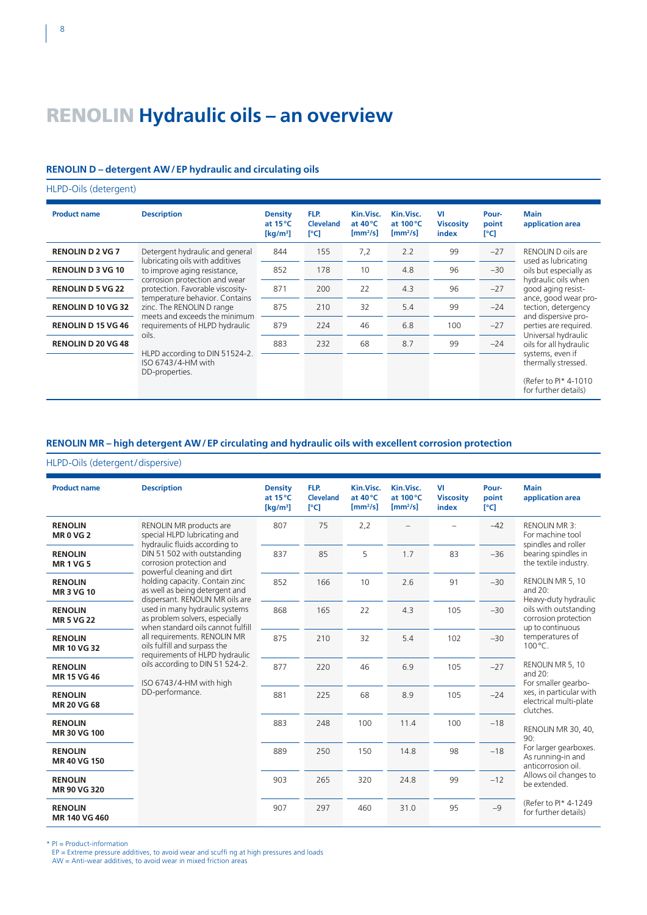# RENOLIN Hydraulic oils – an overview

### RENOLIN D – detergent AW / EP hydraulic and circulating oils

HLPD-Oils (detergent)

| Product name | Description | Density at 15 °C [kg/m³] | FLP. Cleveland [°C] | Kin.Visc. at 40 °C [mm²/s] | Kin.Visc. at 100 °C [mm²/s] | VI Viscosity index | Pour-point [°C] | Main application area |
|---|---|---|---|---|---|---|---|---|
| RENOLIN D 2 VG 7 | Detergent hydraulic and general lubricating oils with additives to improve aging resistance, corrosion protection and wear protection. Favorable viscosity-temperature behavior. Contains zinc. The RENOLIN D range meets and exceeds the minimum requirements of HLPD hydraulic oils. HLPD according to DIN 51524-2. ISO 6743/4-HM with DD-properties. | 844 | 155 | 7,2 | 2.2 | 99 | −27 | RENOLIN D oils are used as lubricating oils but especially as hydraulic oils when good aging resistance, good wear protection, detergency and dispersive properties are required. Universal hydraulic oils for all hydraulic systems, even if thermally stressed. (Refer to PI* 4-1010 for further details) |
| RENOLIN D 3 VG 10 | | 852 | 178 | 10 | 4.8 | 96 | −30 | |
| RENOLIN D 5 VG 22 | | 871 | 200 | 22 | 4.3 | 96 | −27 | |
| RENOLIN D 10 VG 32 | | 875 | 210 | 32 | 5.4 | 99 | −24 | |
| RENOLIN D 15 VG 46 | | 879 | 224 | 46 | 6.8 | 100 | −27 | |
| RENOLIN D 20 VG 48 | | 883 | 232 | 68 | 8.7 | 99 | −24 | |

### RENOLIN MR – high detergent AW / EP circulating and hydraulic oils with excellent corrosion protection

HLPD-Oils (detergent/dispersive)

| Product name | Description | Density at 15 °C [kg/m³] | FLP. Cleveland [°C] | Kin.Visc. at 40 °C [mm²/s] | Kin.Visc. at 100 °C [mm²/s] | VI Viscosity index | Pour-point [°C] | Main application area |
|---|---|---|---|---|---|---|---|---|
| RENOLIN MR 0 VG 2 | RENOLIN MR products are special HLPD lubricating and hydraulic fluids according to DIN 51 502 with outstanding corrosion protection and powerful cleaning and dirt holding capacity. Contain zinc as well as being detergent and dispersant. RENOLIN MR oils are used in many hydraulic systems as problem solvers, especially when standard oils cannot fulfill all requirements. RENOLIN MR oils fulfill and surpass the requirements of HLPD hydraulic oils according to DIN 51 524-2. ISO 6743/4-HM with high DD-performance. | 807 | 75 | 2,2 | – | – | −42 | RENOLIN MR 3: For machine tool spindles and roller bearing spindles in the textile industry. |
| RENOLIN MR 1 VG 5 | | 837 | 85 | 5 | 1.7 | 83 | −36 | |
| RENOLIN MR 3 VG 10 | | 852 | 166 | 10 | 2.6 | 91 | −30 | RENOLIN MR 5, 10 and 20: Heavy-duty hydraulic oils with outstanding corrosion protection up to continuous temperatures of 100 °C. |
| RENOLIN MR 5 VG 22 | | 868 | 165 | 22 | 4.3 | 105 | −30 | |
| RENOLIN MR 10 VG 32 | | 875 | 210 | 32 | 5.4 | 102 | −30 | |
| RENOLIN MR 15 VG 46 | | 877 | 220 | 46 | 6.9 | 105 | −27 | RENOLIN MR 5, 10 and 20: For smaller gearboxes, in particular with electrical multi-plate clutches. |
| RENOLIN MR 20 VG 68 | | 881 | 225 | 68 | 8.9 | 105 | −24 | |
| RENOLIN MR 30 VG 100 | | 883 | 248 | 100 | 11.4 | 100 | −18 | RENOLIN MR 30, 40, 90: For larger gearboxes. As running-in and anticorrosion oil. Allows oil changes to be extended. (Refer to PI* 4-1249 for further details) |
| RENOLIN MR 40 VG 150 | | 889 | 250 | 150 | 14.8 | 98 | −18 | |
| RENOLIN MR 90 VG 320 | | 903 | 265 | 320 | 24.8 | 99 | −12 | |
| RENOLIN MR 140 VG 460 | | 907 | 297 | 460 | 31.0 | 95 | −9 | |

\* PI = Product-information
EP = Extreme pressure additives, to avoid wear and scuffi ng at high pressures and loads
AW = Anti-wear additives, to avoid wear in mixed friction areas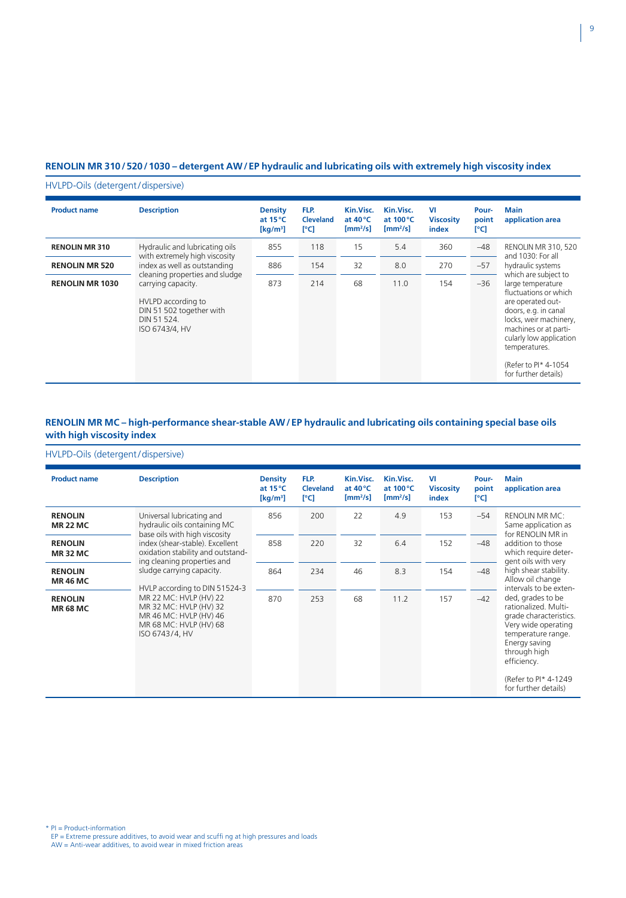## RENOLIN MR 310 / 520 / 1030 – detergent AW / EP hydraulic and lubricating oils with extremely high viscosity index

HVLPD-Oils (detergent / dispersive)

| Product name | Description | Density at 15 °C [kg/m³] | FLP. Cleveland [°C] | Kin.Visc. at 40 °C [mm²/s] | Kin.Visc. at 100 °C [mm²/s] | VI Viscosity index | Pour-point [°C] | Main application area |
|---|---|---|---|---|---|---|---|---|
| **RENOLIN MR 310** | Hydraulic and lubricating oils with extremely high viscosity index as well as outstanding cleaning properties and sludge carrying capacity. HVLPD according to DIN 51 502 together with DIN 51 524. ISO 6743/4, HV | 855 | 118 | 15 | 5.4 | 360 | –48 | RENOLIN MR 310, 520 and 1030: For all hydraulic systems which are subject to large temperature fluctuations or which are operated outdoors, e.g. in canal locks, weir machinery, machines or at particularly low application temperatures. (Refer to PI* 4-1054 for further details) |
| **RENOLIN MR 520** | | 886 | 154 | 32 | 8.0 | 270 | –57 | |
| **RENOLIN MR 1030** | | 873 | 214 | 68 | 11.0 | 154 | –36 | |

## RENOLIN MR MC – high-performance shear-stable AW / EP hydraulic and lubricating oils containing special base oils with high viscosity index

HVLPD-Oils (detergent / dispersive)

| Product name | Description | Density at 15 °C [kg/m³] | FLP. Cleveland [°C] | Kin.Visc. at 40 °C [mm²/s] | Kin.Visc. at 100 °C [mm²/s] | VI Viscosity index | Pour-point [°C] | Main application area |
|---|---|---|---|---|---|---|---|---|
| **RENOLIN MR 22 MC** | Universal lubricating and hydraulic oils containing MC base oils with high viscosity index (shear-stable). Excellent oxidation stability and outstanding cleaning properties and sludge carrying capacity. HVLP according to DIN 51524-3 MR 22 MC: HVLP (HV) 22 MR 32 MC: HVLP (HV) 32 MR 46 MC: HVLP (HV) 46 MR 68 MC: HVLP (HV) 68 ISO 6743/4, HV | 856 | 200 | 22 | 4.9 | 153 | –54 | RENOLIN MR MC: Same application as for RENOLIN MR in addition to those which require detergent oils with very high shear stability. Allow oil change intervals to be extended, grades to be rationalized. Multi-grade characteristics. Very wide operating temperature range. Energy saving through high efficiency. (Refer to PI* 4-1249 for further details) |
| **RENOLIN MR 32 MC** | | 858 | 220 | 32 | 6.4 | 152 | –48 | |
| **RENOLIN MR 46 MC** | | 864 | 234 | 46 | 8.3 | 154 | –48 | |
| **RENOLIN MR 68 MC** | | 870 | 253 | 68 | 11.2 | 157 | –42 | |

\* PI = Product-information
EP = Extreme pressure additives, to avoid wear and scuffi ng at high pressures and loads
AW = Anti-wear additives, to avoid wear in mixed friction areas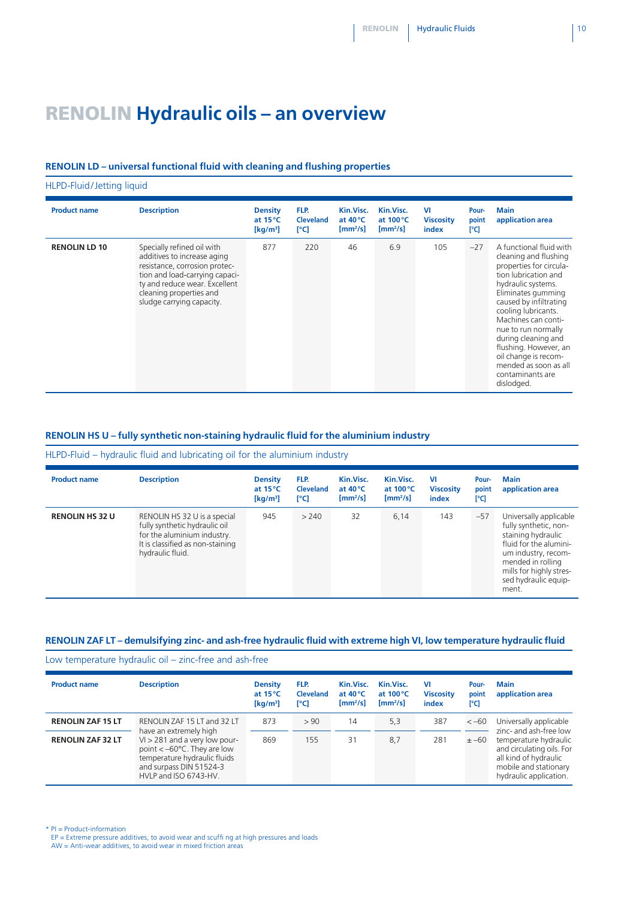# RENOLIN Hydraulic oils – an overview

### RENOLIN LD – universal functional fluid with cleaning and flushing properties

HLPD-Fluid/Jetting liquid

| Product name | Description | Density at 15 °C [kg/m³] | FLP. Cleveland [°C] | Kin.Visc. at 40 °C [mm²/s] | Kin.Visc. at 100 °C [mm²/s] | VI Viscosity index | Pour-point [°C] | Main application area |
|---|---|---|---|---|---|---|---|---|
| **RENOLIN LD 10** | Specially refined oil with additives to increase aging resistance, corrosion protection and load-carrying capacity and reduce wear. Excellent cleaning properties and sludge carrying capacity. | 877 | 220 | 46 | 6.9 | 105 | –27 | A functional fluid with cleaning and flushing properties for circulation lubrication and hydraulic systems. Eliminates gumming caused by infiltrating cooling lubricants. Machines can continue to run normally during cleaning and flushing. However, an oil change is recommended as soon as all contaminants are dislodged. |

### RENOLIN HS U – fully synthetic non-staining hydraulic fluid for the aluminium industry

HLPD-Fluid – hydraulic fluid and lubricating oil for the aluminium industry

| Product name | Description | Density at 15 °C [kg/m³] | FLP. Cleveland [°C] | Kin.Visc. at 40 °C [mm²/s] | Kin.Visc. at 100 °C [mm²/s] | VI Viscosity index | Pour-point [°C] | Main application area |
|---|---|---|---|---|---|---|---|---|
| **RENOLIN HS 32 U** | RENOLIN HS 32 U is a special fully synthetic hydraulic oil for the aluminium industry. It is classified as non-staining hydraulic fluid. | 945 | > 240 | 32 | 6,14 | 143 | –57 | Universally applicable fully synthetic, non-staining hydraulic fluid for the aluminium industry, recommended in rolling mills for highly stressed hydraulic equipment. |

### RENOLIN ZAF LT – demulsifying zinc- and ash-free hydraulic fluid with extreme high VI, low temperature hydraulic fluid

Low temperature hydraulic oil – zinc-free and ash-free

| Product name | Description | Density at 15 °C [kg/m³] | FLP. Cleveland [°C] | Kin.Visc. at 40 °C [mm²/s] | Kin.Visc. at 100 °C [mm²/s] | VI Viscosity index | Pour-point [°C] | Main application area |
|---|---|---|---|---|---|---|---|---|
| **RENOLIN ZAF 15 LT** | RENOLIN ZAF 15 LT and 32 LT have an extremely high VI > 281 and a very low pour-point < –60°C. They are low temperature hydraulic fluids and surpass DIN 51524-3 HVLP and ISO 6743-HV. | 873 | > 90 | 14 | 5,3 | 387 | < –60 | Universally applicable zinc- and ash-free low temperature hydraulic and circulating oils. For all kind of hydraulic mobile and stationary hydraulic application. |
| **RENOLIN ZAF 32 LT** | | 869 | 155 | 31 | 8,7 | 281 | ± –60 | |

\* PI = Product-information
EP = Extreme pressure additives, to avoid wear and scuffi ng at high pressures and loads
AW = Anti-wear additives, to avoid wear in mixed friction areas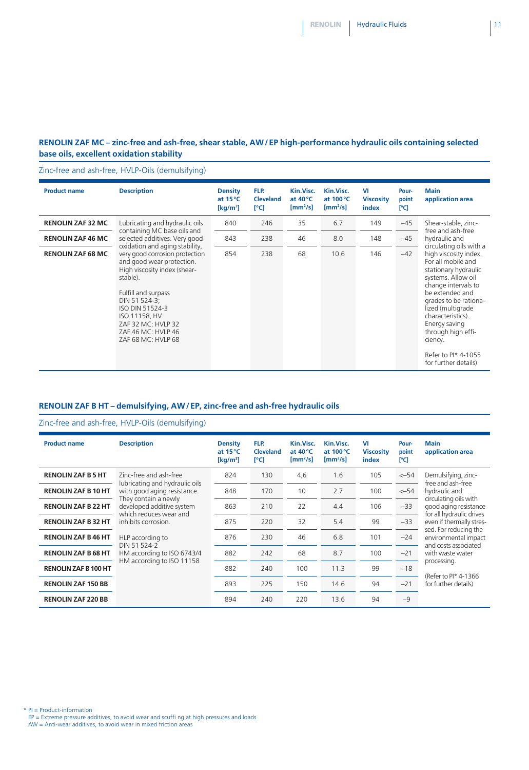## RENOLIN ZAF MC – zinc-free and ash-free, shear stable, AW / EP high-performance hydraulic oils containing selected base oils, excellent oxidation stability

Zinc-free and ash-free, HVLP-Oils (demulsifying)

| Product name | Description | Density at 15 °C [kg/m³] | FLP. Cleveland [°C] | Kin.Visc. at 40 °C [mm²/s] | Kin.Visc. at 100 °C [mm²/s] | VI Viscosity index | Pour-point [°C] | Main application area |
|---|---|---|---|---|---|---|---|---|
| **RENOLIN ZAF 32 MC** | Lubricating and hydraulic oils containing MC base oils and selected additives. Very good oxidation and aging stability, very good corrosion protection and good wear protection. High viscosity index (shear-stable).<br><br>Fulfill and surpass DIN 51 524-3; ISO DIN 51524-3 ISO 11158, HV ZAF 32 MC: HVLP 32 ZAF 46 MC: HVLP 46 ZAF 68 MC: HVLP 68 | 840 | 246 | 35 | 6.7 | 149 | –45 | Shear-stable, zinc-free and ash-free hydraulic and circulating oils with a high viscosity index. For all mobile and stationary hydraulic systems. Allow oil change intervals to be extended and grades to be rationalized (multigrade characteristics). Energy saving through high efficiency.<br><br>Refer to PI* 4-1055 for further details) |
| **RENOLIN ZAF 46 MC** | | 843 | 238 | 46 | 8.0 | 148 | –45 | |
| **RENOLIN ZAF 68 MC** | | 854 | 238 | 68 | 10.6 | 146 | –42 | |

## RENOLIN ZAF B HT – demulsifying, AW / EP, zinc-free and ash-free hydraulic oils

Zinc-free and ash-free, HVLP-Oils (demulsifying)

| Product name | Description | Density at 15 °C [kg/m³] | FLP. Cleveland [°C] | Kin.Visc. at 40 °C [mm²/s] | Kin.Visc. at 100 °C [mm²/s] | VI Viscosity index | Pour-point [°C] | Main application area |
|---|---|---|---|---|---|---|---|---|
| **RENOLIN ZAF B 5 HT** | Zinc-free and ash-free lubricating and hydraulic oils with good aging resistance. They contain a newly developed additive system which reduces wear and inhibits corrosion.<br><br>HLP according to DIN 51 524-2 HM according to ISO 6743/4 HM according to ISO 11158 | 824 | 130 | 4,6 | 1.6 | 105 | <–54 | Demulsifying, zinc-free and ash-free hydraulic and circulating oils with good aging resistance for all hydraulic drives even if thermally stressed. For reducing the environmental impact and costs associated with waste water processing.<br><br>(Refer to PI* 4-1366 for further details) |
| **RENOLIN ZAF B 10 HT** | | 848 | 170 | 10 | 2.7 | 100 | <–54 | |
| **RENOLIN ZAF B 22 HT** | | 863 | 210 | 22 | 4.4 | 106 | –33 | |
| **RENOLIN ZAF B 32 HT** | | 875 | 220 | 32 | 5.4 | 99 | –33 | |
| **RENOLIN ZAF B 46 HT** | | 876 | 230 | 46 | 6.8 | 101 | –24 | |
| **RENOLIN ZAF B 68 HT** | | 882 | 242 | 68 | 8.7 | 100 | –21 | |
| **RENOLIN ZAF B 100 HT** | | 882 | 240 | 100 | 11.3 | 99 | –18 | |
| **RENOLIN ZAF 150 BB** | | 893 | 225 | 150 | 14.6 | 94 | –21 | |
| **RENOLIN ZAF 220 BB** | | 894 | 240 | 220 | 13.6 | 94 | –9 | |

\* PI = Product-information
EP = Extreme pressure additives, to avoid wear and scuffi ng at high pressures and loads
AW = Anti-wear additives, to avoid wear in mixed friction areas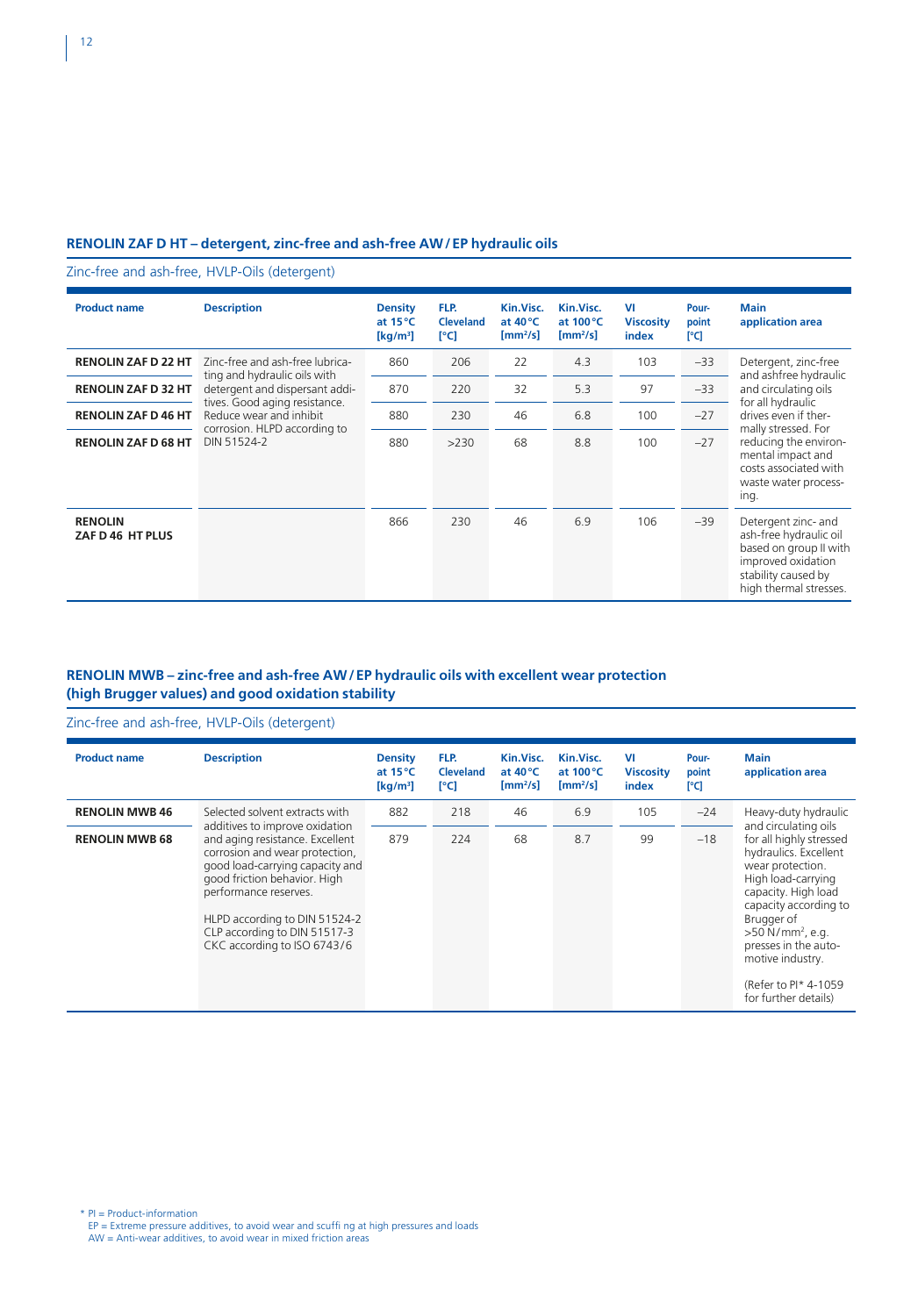### RENOLIN ZAF D HT – detergent, zinc-free and ash-free AW / EP hydraulic oils

Zinc-free and ash-free, HVLP-Oils (detergent)

| Product name | Description | Density at 15 °C [kg/m³] | FLP. Cleveland [°C] | Kin.Visc. at 40 °C [mm²/s] | Kin.Visc. at 100 °C [mm²/s] | VI Viscosity index | Pour-point [°C] | Main application area |
|---|---|---|---|---|---|---|---|---|
| **RENOLIN ZAF D 22 HT** | Zinc-free and ash-free lubricating and hydraulic oils with detergent and dispersant additives. Good aging resistance. Reduce wear and inhibit corrosion. HLPD according to DIN 51524-2 | 860 | 206 | 22 | 4.3 | 103 | −33 | Detergent, zinc-free and ashfree hydraulic and circulating oils for all hydraulic drives even if thermally stressed. For reducing the environmental impact and costs associated with waste water processing. |
| **RENOLIN ZAF D 32 HT** | | 870 | 220 | 32 | 5.3 | 97 | −33 | |
| **RENOLIN ZAF D 46 HT** | | 880 | 230 | 46 | 6.8 | 100 | −27 | |
| **RENOLIN ZAF D 68 HT** | | 880 | >230 | 68 | 8.8 | 100 | −27 | |
| **RENOLIN ZAF D 46 HT PLUS** | | 866 | 230 | 46 | 6.9 | 106 | −39 | Detergent zinc- and ash-free hydraulic oil based on group II with improved oxidation stability caused by high thermal stresses. |

### RENOLIN MWB – zinc-free and ash-free AW / EP hydraulic oils with excellent wear protection (high Brugger values) and good oxidation stability

Zinc-free and ash-free, HVLP-Oils (detergent)

| Product name | Description | Density at 15 °C [kg/m³] | FLP. Cleveland [°C] | Kin.Visc. at 40 °C [mm²/s] | Kin.Visc. at 100 °C [mm²/s] | VI Viscosity index | Pour-point [°C] | Main application area |
|---|---|---|---|---|---|---|---|---|
| **RENOLIN MWB 46** | Selected solvent extracts with additives to improve oxidation and aging resistance. Excellent corrosion and wear protection, good load-carrying capacity and good friction behavior. High performance reserves. HLPD according to DIN 51524-2 CLP according to DIN 51517-3 CKC according to ISO 6743/6 | 882 | 218 | 46 | 6.9 | 105 | −24 | Heavy-duty hydraulic and circulating oils for all highly stressed hydraulics. Excellent wear protection. High load-carrying capacity. High load capacity according to Brugger of >50 N/mm², e.g. presses in the automotive industry. (Refer to PI* 4-1059 for further details) |
| **RENOLIN MWB 68** | | 879 | 224 | 68 | 8.7 | 99 | −18 | |

\* PI = Product-information
EP = Extreme pressure additives, to avoid wear and scuffing at high pressures and loads
AW = Anti-wear additives, to avoid wear in mixed friction areas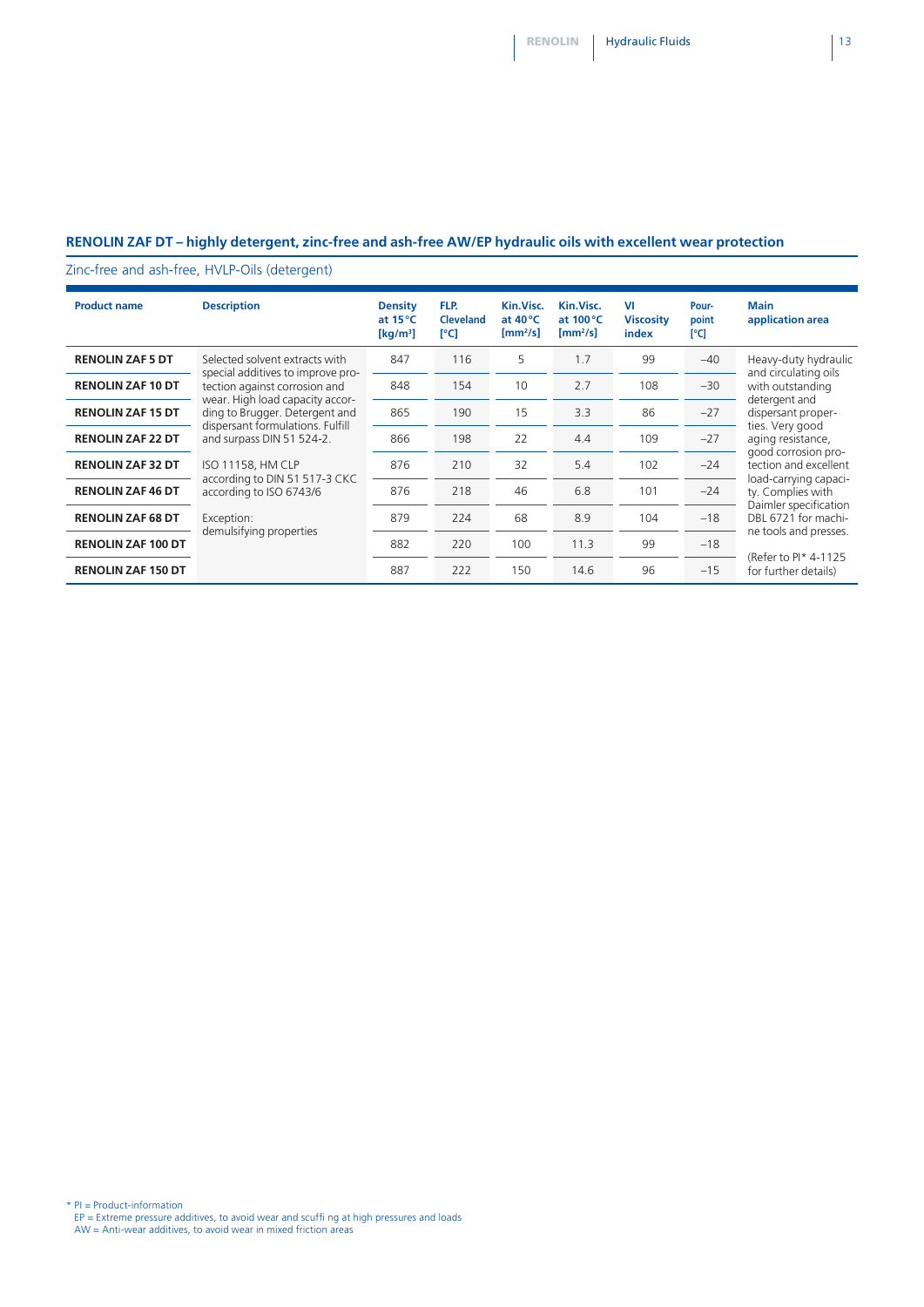## RENOLIN ZAF DT – highly detergent, zinc-free and ash-free AW/EP hydraulic oils with excellent wear protection

Zinc-free and ash-free, HVLP-Oils (detergent)

| Product name | Description | Density at 15 °C [kg/m³] | FLP. Cleveland [°C] | Kin.Visc. at 40 °C [mm²/s] | Kin.Visc. at 100 °C [mm²/s] | VI Viscosity index | Pour-point [°C] | Main application area |
|---|---|---|---|---|---|---|---|---|
| **RENOLIN ZAF 5 DT** | Selected solvent extracts with special additives to improve protection against corrosion and wear. High load capacity according to Brugger. Detergent and dispersant formulations. Fulfill and surpass DIN 51 524-2.<br><br>ISO 11158, HM CLP according to DIN 51 517-3 CKC according to ISO 6743/6<br><br>Exception: demulsifying properties | 847 | 116 | 5 | 1.7 | 99 | –40 | Heavy-duty hydraulic and circulating oils with outstanding detergent and dispersant properties. Very good aging resistance, good corrosion protection and excellent load-carrying capacity. Complies with Daimler specification DBL 6721 for machine tools and presses.<br><br>(Refer to PI* 4-1125 for further details) |
| **RENOLIN ZAF 10 DT** | | 848 | 154 | 10 | 2.7 | 108 | –30 | |
| **RENOLIN ZAF 15 DT** | | 865 | 190 | 15 | 3.3 | 86 | –27 | |
| **RENOLIN ZAF 22 DT** | | 866 | 198 | 22 | 4.4 | 109 | –27 | |
| **RENOLIN ZAF 32 DT** | | 876 | 210 | 32 | 5.4 | 102 | –24 | |
| **RENOLIN ZAF 46 DT** | | 876 | 218 | 46 | 6.8 | 101 | –24 | |
| **RENOLIN ZAF 68 DT** | | 879 | 224 | 68 | 8.9 | 104 | –18 | |
| **RENOLIN ZAF 100 DT** | | 882 | 220 | 100 | 11.3 | 99 | –18 | |
| **RENOLIN ZAF 150 DT** | | 887 | 222 | 150 | 14.6 | 96 | –15 | |

\* PI = Product-information
EP = Extreme pressure additives, to avoid wear and scuffing at high pressures and loads
AW = Anti-wear additives, to avoid wear in mixed friction areas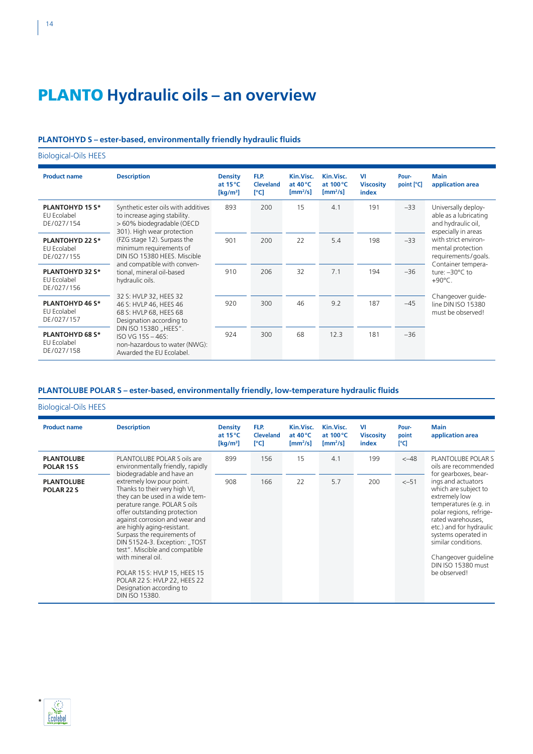# PLANTO Hydraulic oils – an overview

### PLANTOHYD S – ester-based, environmentally friendly hydraulic fluids

Biological-Oils HEES

| Product name | Description | Density at 15 °C [kg/m³] | FLP. Cleveland [°C] | Kin.Visc. at 40 °C [mm²/s] | Kin.Visc. at 100 °C [mm²/s] | VI Viscosity index | Pour-point [°C] | Main application area |
|---|---|---|---|---|---|---|---|---|
| **PLANTOHYD 15 S*** EU Ecolabel DE/027/154 | Synthetic ester oils with additives to increase aging stability. > 60% biodegradable (OECD 301). High wear protection (FZG stage 12). Surpass the minimum requirements of DIN ISO 15380 HEES. Miscible and compatible with conventional, mineral oil-based hydraulic oils. 32 S: HVLP 32, HEES 32 46 S: HVLP 46, HEES 46 68 S: HVLP 68, HEES 68 Designation according to DIN ISO 15380 „HEES". ISO VG 15S – 46S: non-hazardous to water (NWG): Awarded the EU Ecolabel. | 893 | 200 | 15 | 4.1 | 191 | −33 | Universally deployable as a lubricating and hydraulic oil, especially in areas with strict environmental protection requirements/goals. Container temperature: −30°C to +90°C. Changeover guideline DIN ISO 15380 must be observed! |
| **PLANTOHYD 22 S*** EU Ecolabel DE/027/155 | | 901 | 200 | 22 | 5.4 | 198 | −33 | |
| **PLANTOHYD 32 S*** EU Ecolabel DE/027/156 | | 910 | 206 | 32 | 7.1 | 194 | −36 | |
| **PLANTOHYD 46 S*** EU Ecolabel DE/027/157 | | 920 | 300 | 46 | 9.2 | 187 | −45 | |
| **PLANTOHYD 68 S*** EU Ecolabel DE/027/158 | | 924 | 300 | 68 | 12.3 | 181 | −36 | |

### PLANTOLUBE POLAR S – ester-based, environmentally friendly, low-temperature hydraulic fluids

Biological-Oils HEES

| Product name | Description | Density at 15 °C [kg/m³] | FLP. Cleveland [°C] | Kin.Visc. at 40 °C [mm²/s] | Kin.Visc. at 100 °C [mm²/s] | VI Viscosity index | Pour-point [°C] | Main application area |
|---|---|---|---|---|---|---|---|---|
| **PLANTOLUBE POLAR 15 S** | PLANTOLUBE POLAR S oils are environmentally friendly, rapidly biodegradable and have an extremely low pour point. Thanks to their very high VI, they can be used in a wide temperature range. POLAR S oils offer outstanding protection against corrosion and wear and are highly aging-resistant. Surpass the requirements of DIN 51524-3. Exception: „TOST test". Miscible and compatible with mineral oil. POLAR 15 S: HVLP 15, HEES 15 POLAR 22 S: HVLP 22, HEES 22 Designation according to DIN ISO 15380. | 899 | 156 | 15 | 4.1 | 199 | <−48 | PLANTOLUBE POLAR S oils are recommended for gearboxes, bearings and actuators which are subject to extremely low temperatures (e.g. in polar regions, refrigerated warehouses, etc.) and for hydraulic systems operated in similar conditions. Changeover guideline DIN ISO 15380 must be observed! |
| **PLANTOLUBE POLAR 22 S** | | 908 | 166 | 22 | 5.7 | 200 | <−51 | |

* EU Ecolabel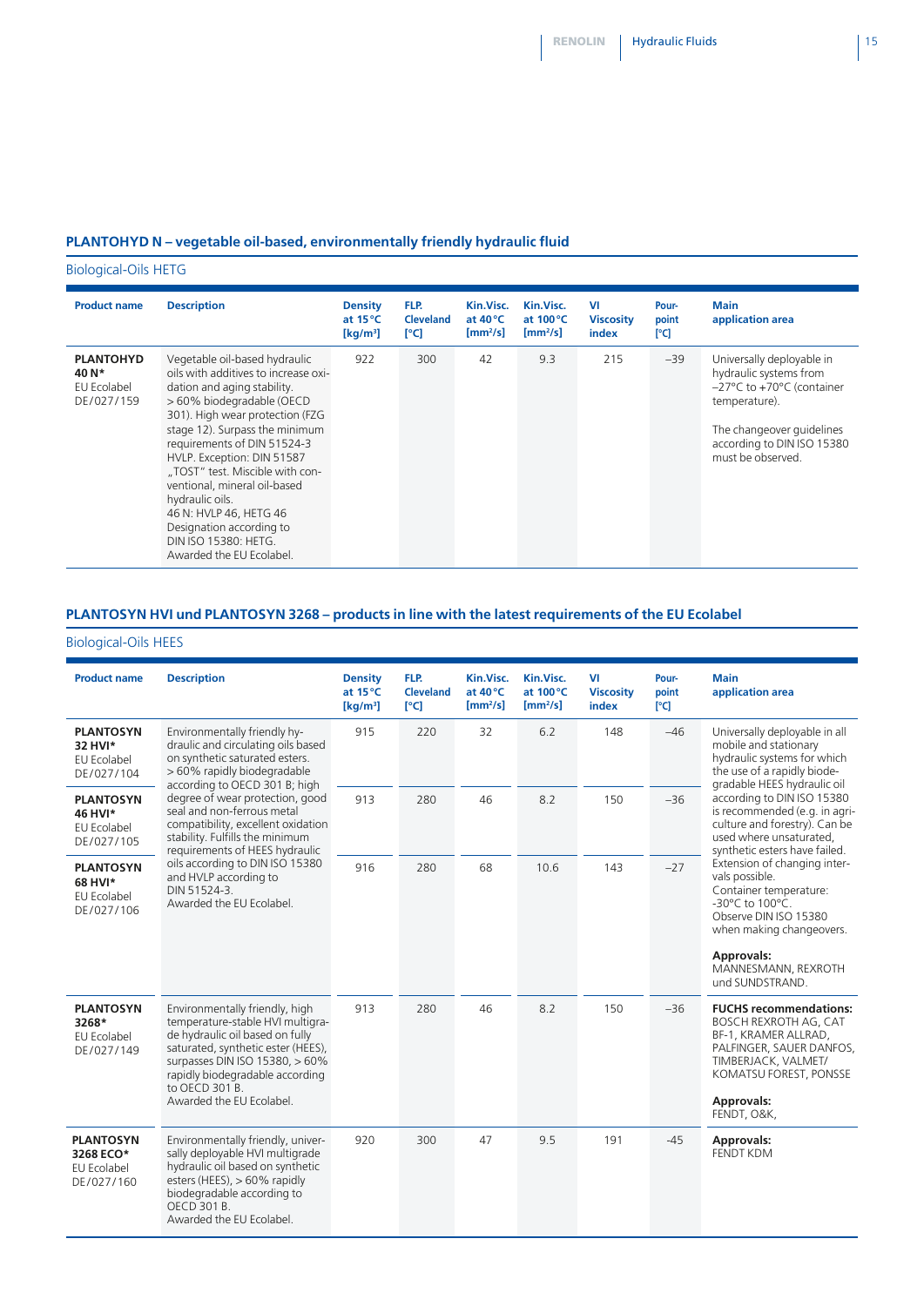## PLANTOHYD N – vegetable oil-based, environmentally friendly hydraulic fluid

### Biological-Oils HETG

| Product name | Description | Density at 15 °C [kg/m³] | FLP. Cleveland [°C] | Kin.Visc. at 40 °C [mm²/s] | Kin.Visc. at 100 °C [mm²/s] | VI Viscosity index | Pour-point [°C] | Main application area |
|---|---|---|---|---|---|---|---|---|
| **PLANTOHYD 40 N*** EU Ecolabel DE/027/159 | Vegetable oil-based hydraulic oils with additives to increase oxidation and aging stability. > 60% biodegradable (OECD 301). High wear protection (FZG stage 12). Surpass the minimum requirements of DIN 51524-3 HVLP. Exception: DIN 51587 „TOST" test. Miscible with conventional, mineral oil-based hydraulic oils. 46 N: HVLP 46, HETG 46 Designation according to DIN ISO 15380: HETG. Awarded the EU Ecolabel. | 922 | 300 | 42 | 9.3 | 215 | –39 | Universally deployable in hydraulic systems from –27°C to +70°C (container temperature). The changeover guidelines according to DIN ISO 15380 must be observed. |

## PLANTOSYN HVI und PLANTOSYN 3268 – products in line with the latest requirements of the EU Ecolabel

### Biological-Oils HEES

| Product name | Description | Density at 15 °C [kg/m³] | FLP. Cleveland [°C] | Kin.Visc. at 40 °C [mm²/s] | Kin.Visc. at 100 °C [mm²/s] | VI Viscosity index | Pour-point [°C] | Main application area |
|---|---|---|---|---|---|---|---|---|
| **PLANTOSYN 32 HVI*** EU Ecolabel DE/027/104 | Environmentally friendly hydraulic and circulating oils based on synthetic saturated esters. > 60% rapidly biodegradable according to OECD 301 B; high degree of wear protection, good seal and non-ferrous metal compatibility, excellent oxidation stability. Fulfills the minimum requirements of HEES hydraulic oils according to DIN ISO 15380 and HVLP according to DIN 51524-3. Awarded the EU Ecolabel. | 915 | 220 | 32 | 6.2 | 148 | –46 | Universally deployable in all mobile and stationary hydraulic systems for which the use of a rapidly biodegradable HEES hydraulic oil according to DIN ISO 15380 is recommended (e.g. in agriculture and forestry). Can be used where unsaturated, synthetic esters have failed. Extension of changing intervals possible. Container temperature: -30°C to 100°C. Observe DIN ISO 15380 when making changeovers. **Approvals:** MANNESMANN, REXROTH und SUNDSTRAND. |
| **PLANTOSYN 46 HVI*** EU Ecolabel DE/027/105 | | 913 | 280 | 46 | 8.2 | 150 | –36 | |
| **PLANTOSYN 68 HVI*** EU Ecolabel DE/027/106 | | 916 | 280 | 68 | 10.6 | 143 | –27 | |
| **PLANTOSYN 3268*** EU Ecolabel DE/027/149 | Environmentally friendly, high temperature-stable HVI multigrade hydraulic oil based on fully saturated, synthetic ester (HEES), surpasses DIN ISO 15380, > 60% rapidly biodegradable according to OECD 301 B. Awarded the EU Ecolabel. | 913 | 280 | 46 | 8.2 | 150 | –36 | **FUCHS recommendations:** BOSCH REXROTH AG, CAT BF-1, KRAMER ALLRAD, PALFINGER, SAUER DANFOS, TIMBERJACK, VALMET/ KOMATSU FOREST, PONSSE **Approvals:** FENDT, O&K, |
| **PLANTOSYN 3268 ECO*** EU Ecolabel DE/027/160 | Environmentally friendly, universally deployable HVI multigrade hydraulic oil based on synthetic esters (HEES), > 60% rapidly biodegradable according to OECD 301 B. Awarded the EU Ecolabel. | 920 | 300 | 47 | 9.5 | 191 | -45 | **Approvals:** FENDT KDM |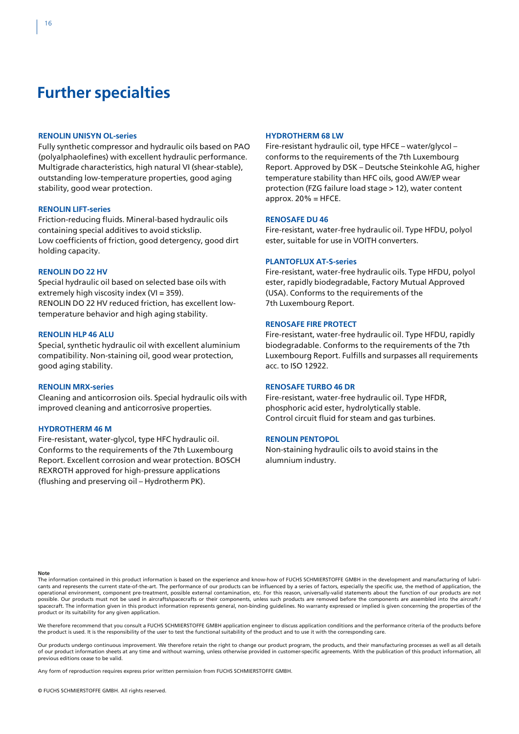# Further specialties

### RENOLIN UNISYN OL-series

Fully synthetic compressor and hydraulic oils based on PAO (polyalphaolefines) with excellent hydraulic performance. Multigrade characteristics, high natural VI (shear-stable), outstanding low-temperature properties, good aging stability, good wear protection.

### RENOLIN LIFT-series

Friction-reducing fluids. Mineral-based hydraulic oils containing special additives to avoid stickslip.
Low coefficients of friction, good detergency, good dirt holding capacity.

### RENOLIN DO 22 HV

Special hydraulic oil based on selected base oils with extremely high viscosity index (VI = 359).
RENOLIN DO 22 HV reduced friction, has excellent low-temperature behavior and high aging stability.

### RENOLIN HLP 46 ALU

Special, synthetic hydraulic oil with excellent aluminium compatibility. Non-staining oil, good wear protection, good aging stability.

### RENOLIN MRX-series

Cleaning and anticorrosion oils. Special hydraulic oils with improved cleaning and anticorrosive properties.

### HYDROTHERM 46 M

Fire-resistant, water-glycol, type HFC hydraulic oil. Conforms to the requirements of the 7th Luxembourg Report. Excellent corrosion and wear protection. BOSCH REXROTH approved for high-pressure applications (flushing and preserving oil – Hydrotherm PK).

### HYDROTHERM 68 LW

Fire-resistant hydraulic oil, type HFCE – water/glycol – conforms to the requirements of the 7th Luxembourg Report. Approved by DSK – Deutsche Steinkohle AG, higher temperature stability than HFC oils, good AW/EP wear protection (FZG failure load stage > 12), water content approx. 20% = HFCE.

### RENOSAFE DU 46

Fire-resistant, water-free hydraulic oil. Type HFDU, polyol ester, suitable for use in VOITH converters.

### PLANTOFLUX AT-S-series

Fire-resistant, water-free hydraulic oils. Type HFDU, polyol ester, rapidly biodegradable, Factory Mutual Approved (USA). Conforms to the requirements of the 7th Luxembourg Report.

### RENOSAFE FIRE PROTECT

Fire-resistant, water-free hydraulic oil. Type HFDU, rapidly biodegradable. Conforms to the requirements of the 7th Luxembourg Report. Fulfills and surpasses all requirements acc. to ISO 12922.

### RENOSAFE TURBO 46 DR

Fire-resistant, water-free hydraulic oil. Type HFDR, phosphoric acid ester, hydrolytically stable.
Control circuit fluid for steam and gas turbines.

### RENOLIN PENTOPOL

Non-staining hydraulic oils to avoid stains in the alumnium industry.

**Note**

The information contained in this product information is based on the experience and know-how of FUCHS SCHMIERSTOFFE GMBH in the development and manufacturing of lubricants and represents the current state-of-the-art. The performance of our products can be influenced by a series of factors, especially the specific use, the method of application, the operational environment, component pre-treatment, possible external contamination, etc. For this reason, universally-valid statements about the function of our products are not possible. Our products must not be used in aircrafts/spacecrafts or their components, unless such products are removed before the components are assembled into the aircraft / spacecraft. The information given in this product information represents general, non-binding guidelines. No warranty expressed or implied is given concerning the properties of the product or its suitability for any given application.

We therefore recommend that you consult a FUCHS SCHMIERSTOFFE GMBH application engineer to discuss application conditions and the performance criteria of the products before the product is used. It is the responsibility of the user to test the functional suitability of the product and to use it with the corresponding care.

Our products undergo continuous improvement. We therefore retain the right to change our product program, the products, and their manufacturing processes as well as all details of our product information sheets at any time and without warning, unless otherwise provided in customer-specific agreements. With the publication of this product information, all previous editions cease to be valid.

Any form of reproduction requires express prior written permission from FUCHS SCHMIERSTOFFE GMBH.

© FUCHS SCHMIERSTOFFE GMBH. All rights reserved.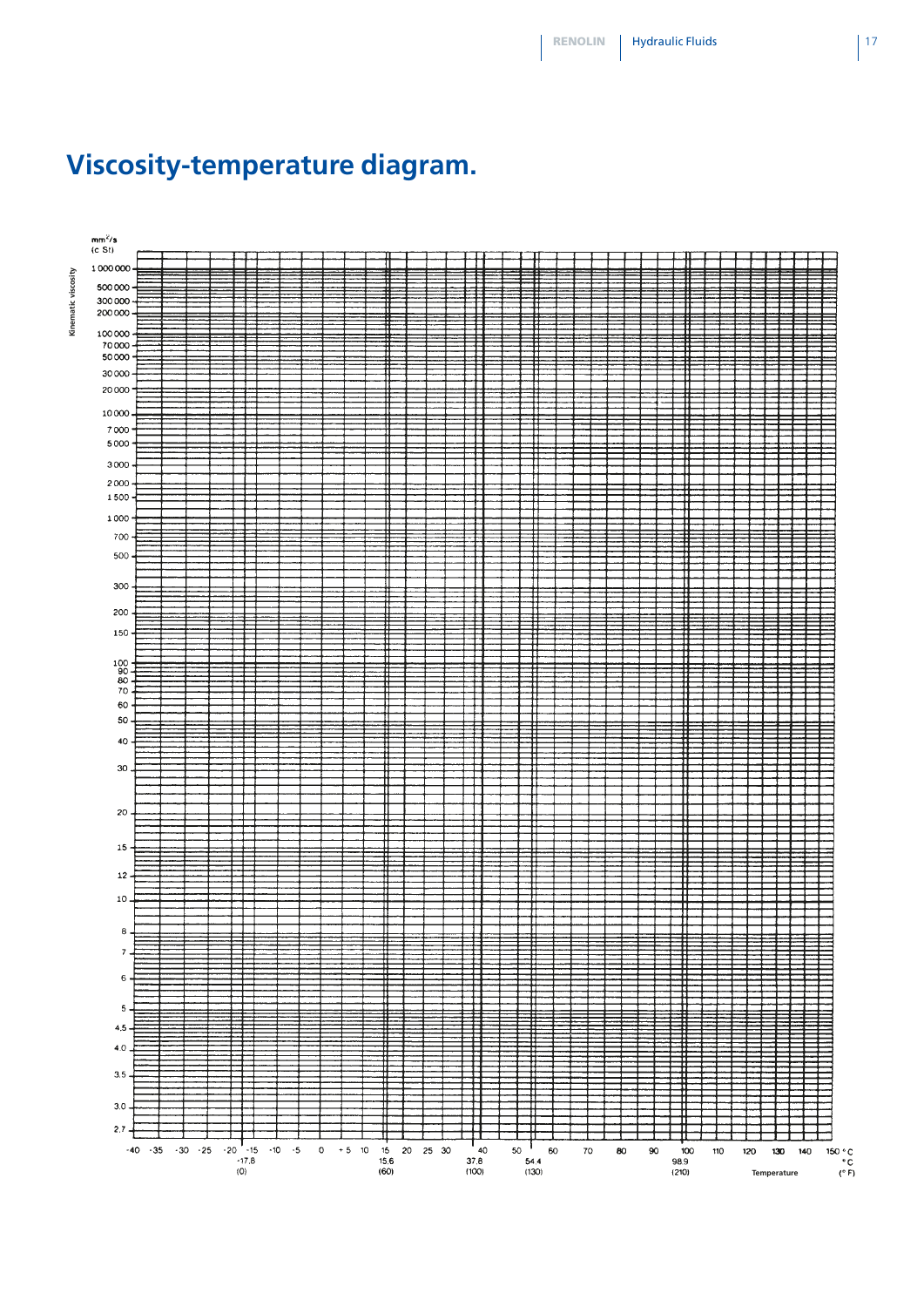# Viscosity-temperature diagram.

Kinematic viscosity

mm²/s
(c St)

1 000 000
500 000
300 000
200 000
100 000
70 000
50 000
30 000
20 000
10 000
7 000
5 000
3 000
2 000
1 500
1 000
700
500
300
200
150
100
90
80
70
60
50
40
30
20
15
12
10
8
7
6
5
4,5
4.0
3.5
3.0
2.7

-40 -35 -30 -25 -20 -15 -10 -5 0 +5 10 15 20 25 30 40 50 60 70 80 90 100 110 120 130 140 150 °C

-17.8 15.6 37.8 54.4 98.9 °C

(0) (60) (100) (130) (210) (°F)

Temperature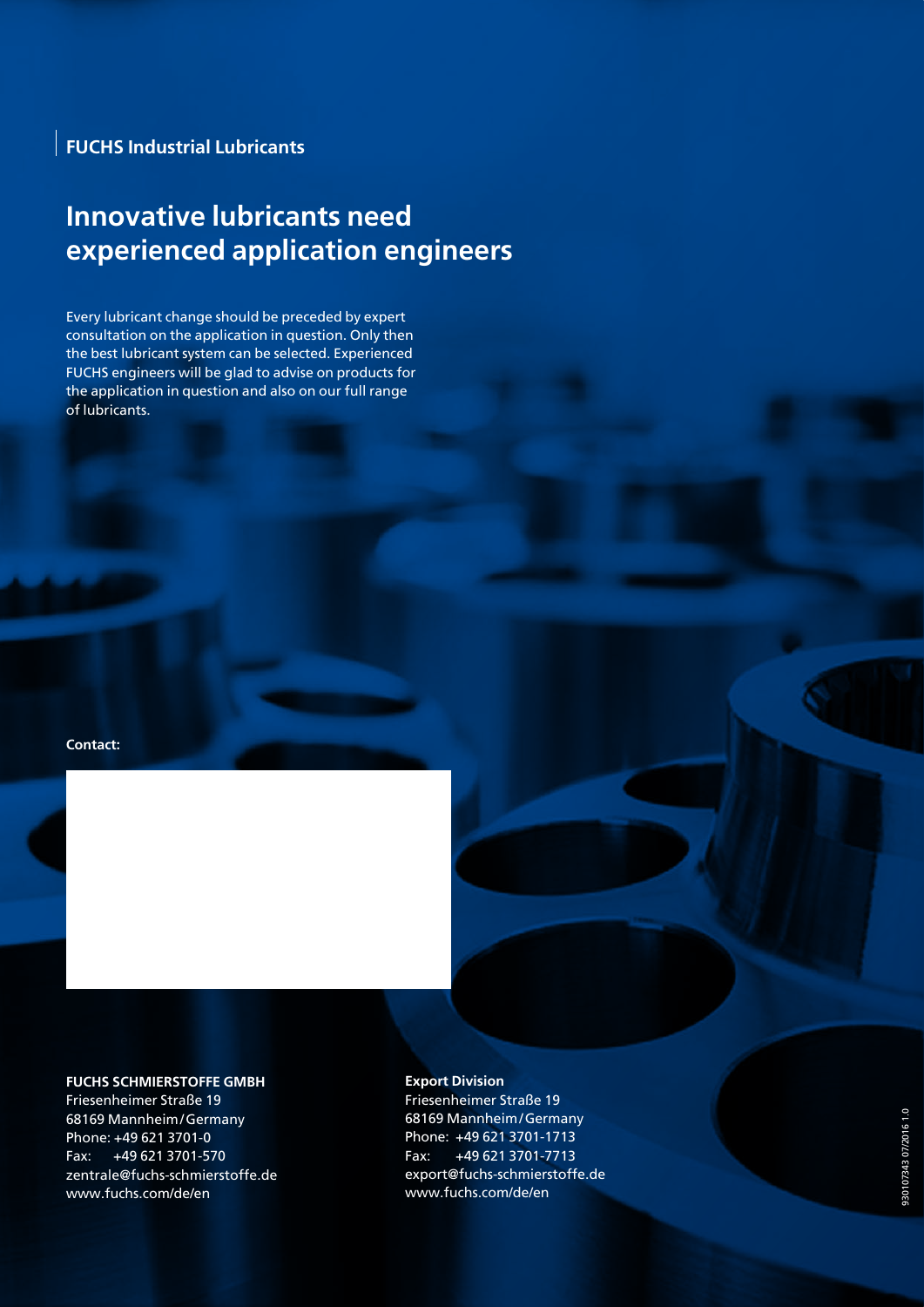**FUCHS Industrial Lubricants**

# Innovative lubricants need experienced application engineers

Every lubricant change should be preceded by expert consultation on the application in question. Only then the best lubricant system can be selected. Experienced FUCHS engineers will be glad to advise on products for the application in question and also on our full range of lubricants.

**Contact:**

**FUCHS SCHMIERSTOFFE GMBH**
Friesenheimer Straße 19
68169 Mannheim/Germany
Phone: +49 621 3701-0
Fax: +49 621 3701-570
zentrale@fuchs-schmierstoffe.de
www.fuchs.com/de/en

**Export Division**
Friesenheimer Straße 19
68169 Mannheim/Germany
Phone: +49 621 3701-1713
Fax: +49 621 3701-7713
export@fuchs-schmierstoffe.de
www.fuchs.com/de/en

930107343 07/2016 1.0